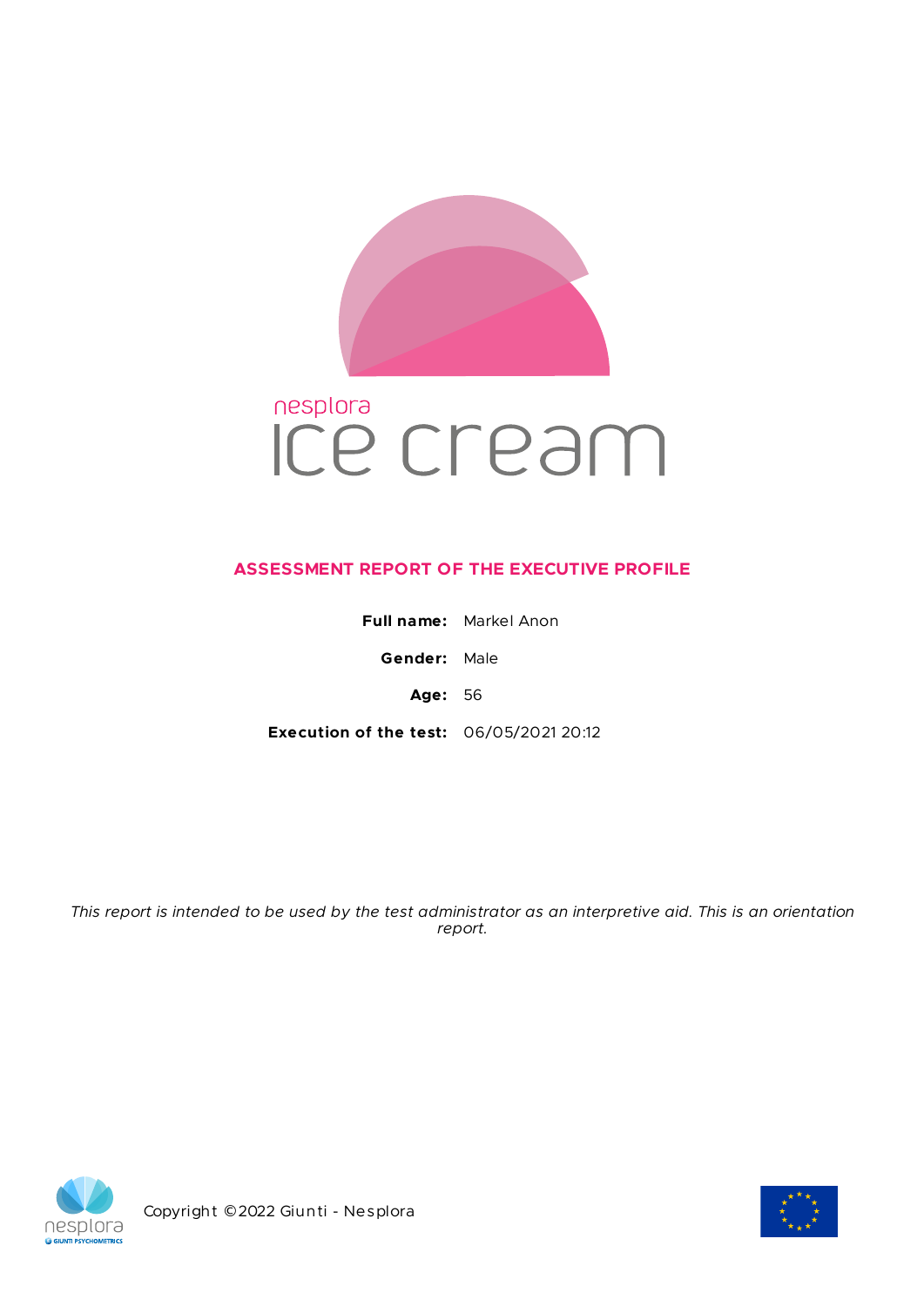nesplora

# ICE CREAM

## ASSESSMENT REPORT OF THE EXECUTIVE PROFILE

**Full name:** Markel Anon

**Gender:** Male

**Age:** 56

**Execution of the test:** 06/05/2021 20:12

*This report is intended to be used by the test administrator as an interpretive aid. This is an orientation report.*

Copyright ©2022 Giunti - Nesplora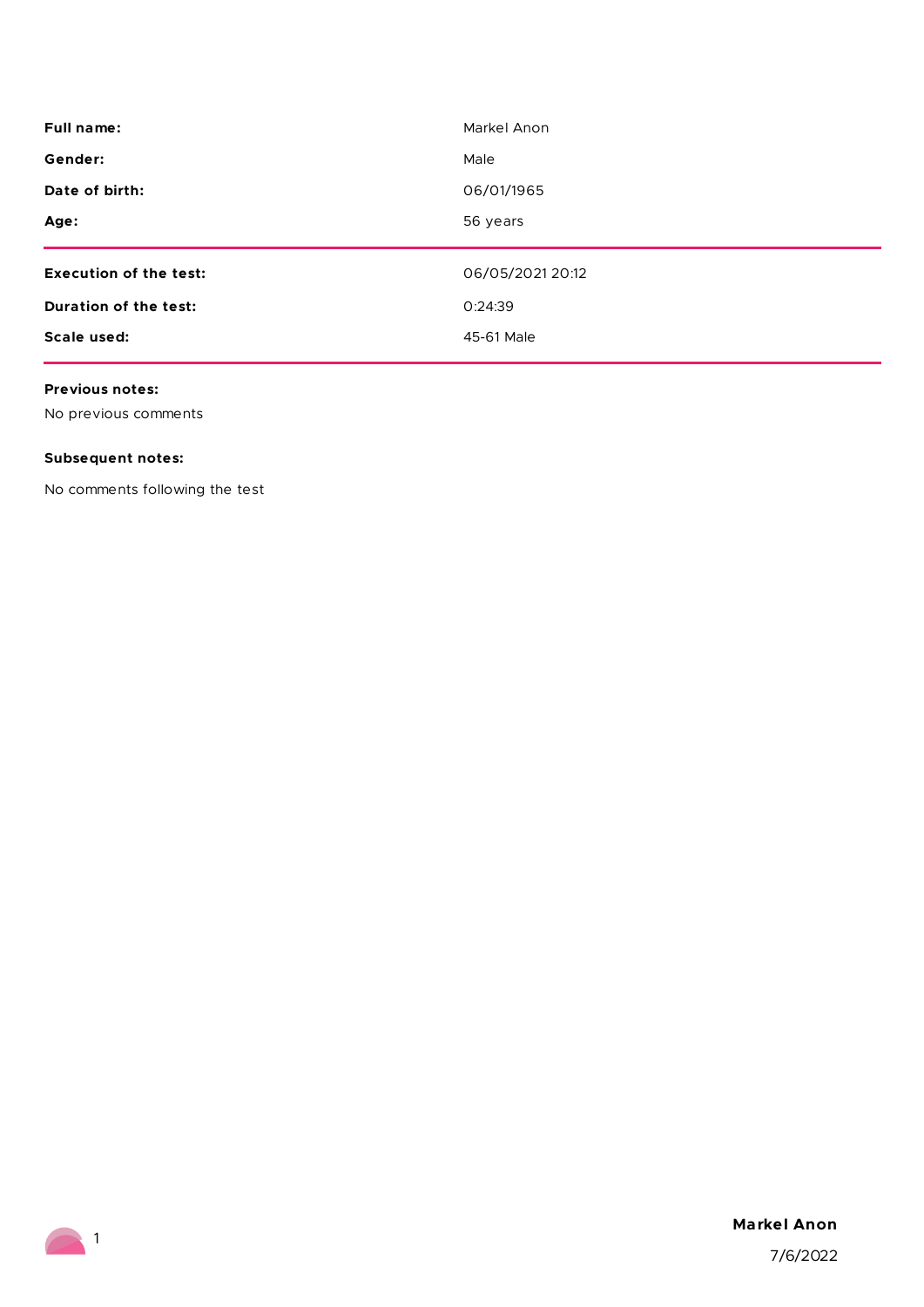| | |
|---|---|
| **Full name:** | Markel Anon |
| **Gender:** | Male |
| **Date of birth:** | 06/01/1965 |
| **Age:** | 56 years |

| | |
|---|---|
| **Execution of the test:** | 06/05/2021 20:12 |
| **Duration of the test:** | 0:24:39 |
| **Scale used:** | 45-61 Male |

**Previous notes:**

No previous comments

**Subsequent notes:**

No comments following the test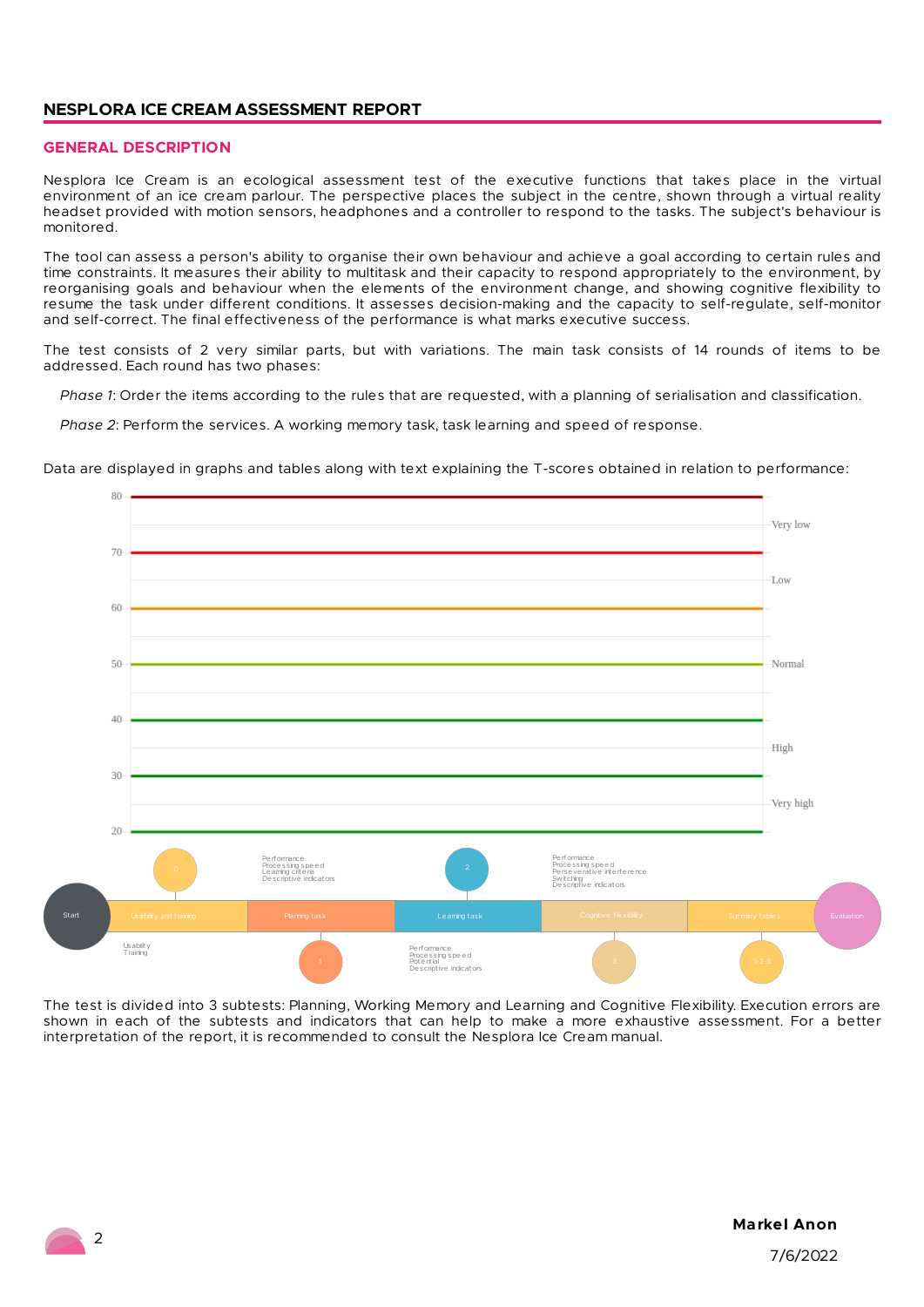**NESPLORA ICE CREAM ASSESSMENT REPORT**

## GENERAL DESCRIPTION

Nesplora Ice Cream is an ecological assessment test of the executive functions that takes place in the virtual environment of an ice cream parlour. The perspective places the subject in the centre, shown through a virtual reality headset provided with motion sensors, headphones and a controller to respond to the tasks. The subject's behaviour is monitored.

The tool can assess a person's ability to organise their own behaviour and achieve a goal according to certain rules and time constraints. It measures their ability to multitask and their capacity to respond appropriately to the environment, by reorganising goals and behaviour when the elements of the environment change, and showing cognitive flexibility to resume the task under different conditions. It assesses decision-making and the capacity to self-regulate, self-monitor and self-correct. The final effectiveness of the performance is what marks executive success.

The test consists of 2 very similar parts, but with variations. The main task consists of 14 rounds of items to be addressed. Each round has two phases:

*Phase 1*: Order the items according to the rules that are requested, with a planning of serialisation and classification.

*Phase 2*: Perform the services. A working memory task, task learning and speed of response.

Data are displayed in graphs and tables along with text explaining the T-scores obtained in relation to performance:

80
70
60
50
40
30
20

Very low
Low
Normal
High
Very high

Start
Usability and training
0
Usability
Training
Planning task
1
Performance
Processing speed
Learning criteria
Descriptive indicators
Learning task
2
Performance
Processing speed
Potential
Descriptive indicators
Cognitive flexibility
3
Performance
Processing speed
Perseverative interference
Switching
Descriptive indicators
Summary tables
1-2-3
Evaluation

The test is divided into 3 subtests: Planning, Working Memory and Learning and Cognitive Flexibility. Execution errors are shown in each of the subtests and indicators that can help to make a more exhaustive assessment. For a better interpretation of the report, it is recommended to consult the Nesplora Ice Cream manual.

**Markel Anon**

7/6/2022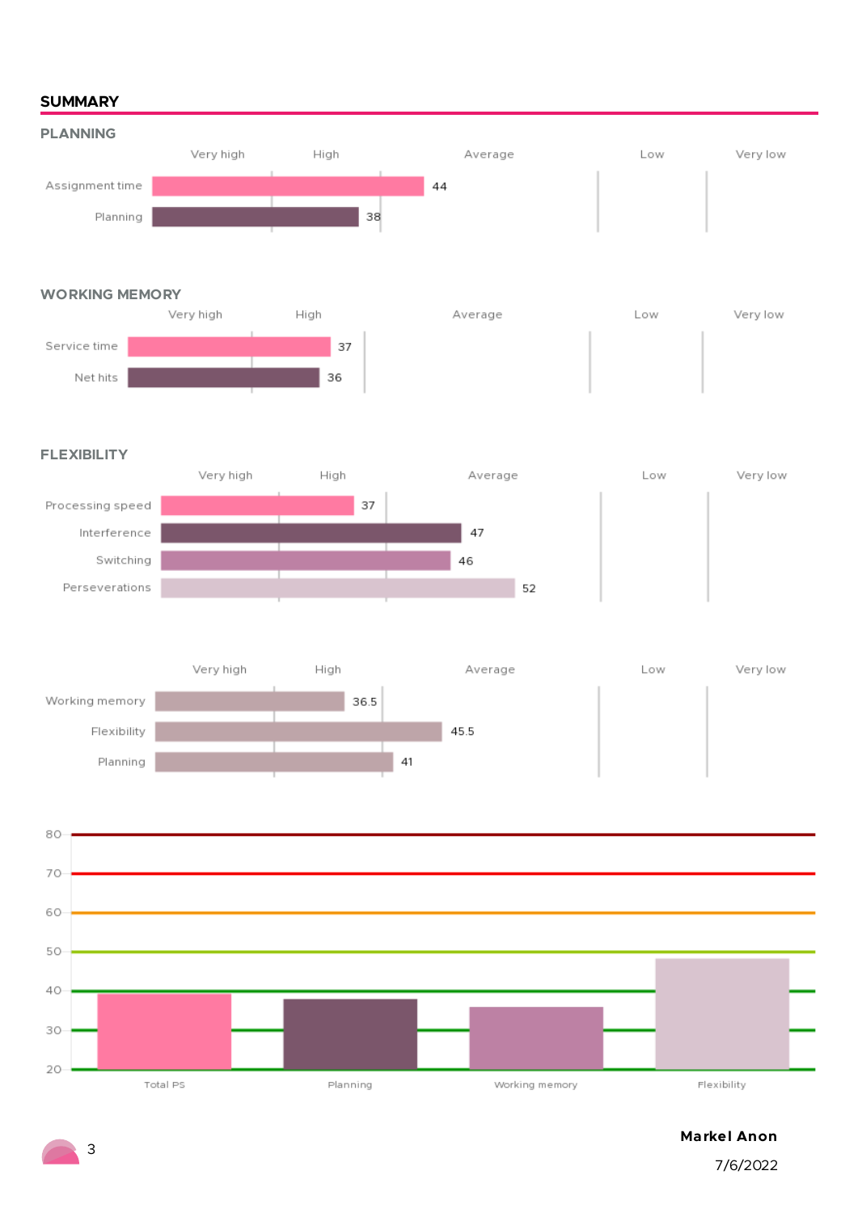## SUMMARY

### PLANNING

Very high High Average Low Very low

Assignment time 44

Planning 38

### WORKING MEMORY

Very high High Average Low Very low

Service time 37

Net hits 36

### FLEXIBILITY

Very high High Average Low Very low

Processing speed 37

Interference 47

Switching 46

Perseverations 52

Very high High Average Low Very low

Working memory 36.5

Flexibility 45.5

Planning 41

80
70
60
50
40
30
20

Total PS Planning Working memory Flexibility

**Markel Anon**

7/6/2022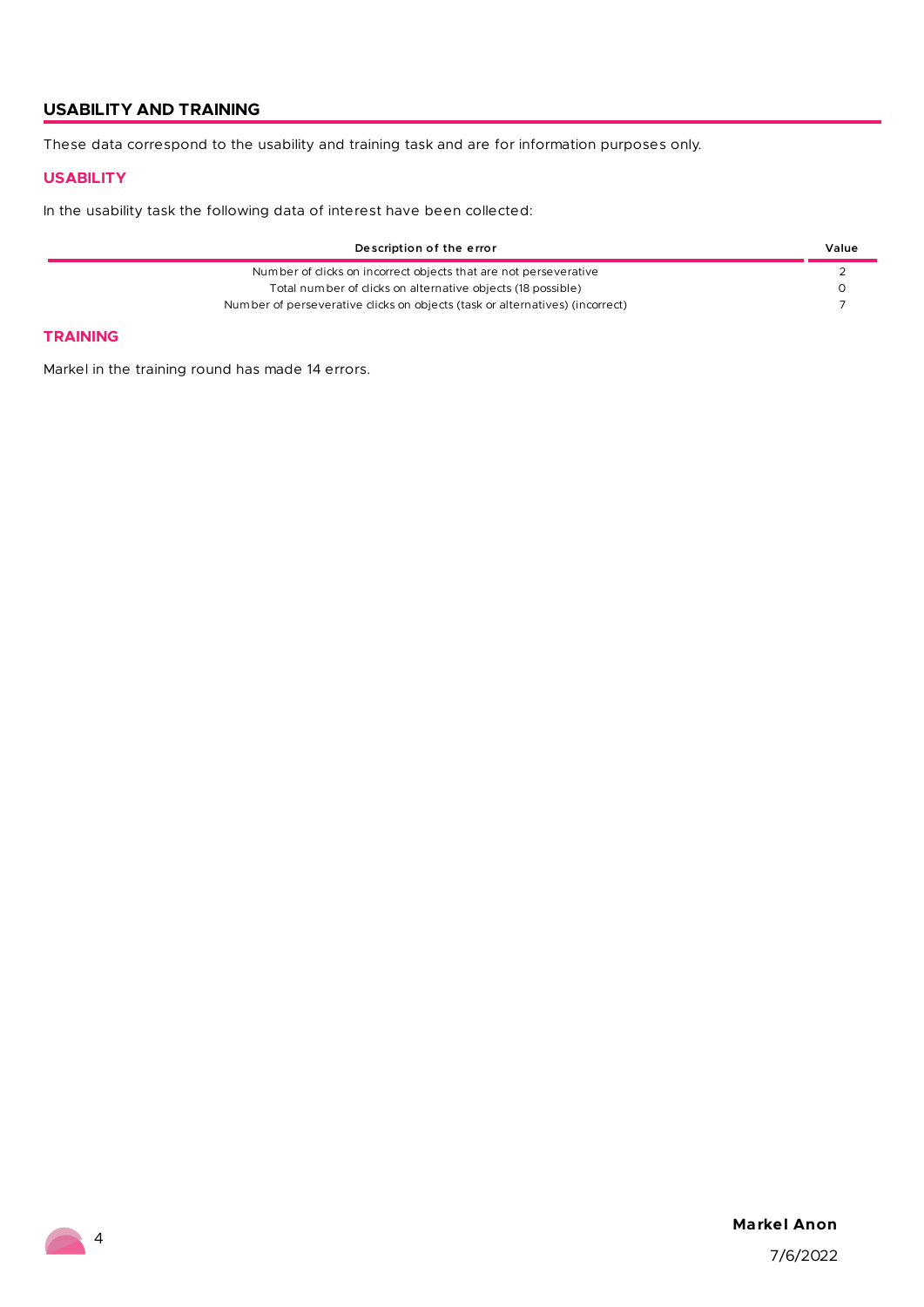## USABILITY AND TRAINING

These data correspond to the usability and training task and are for information purposes only.

### USABILITY

In the usability task the following data of interest have been collected:

| Description of the error | Value |
|---|---|
| Number of clicks on incorrect objects that are not perseverative | 2 |
| Total number of clicks on alternative objects (18 possible) | 0 |
| Number of perseverative clicks on objects (task or alternatives) (incorrect) | 7 |

### TRAINING

Markel in the training round has made 14 errors.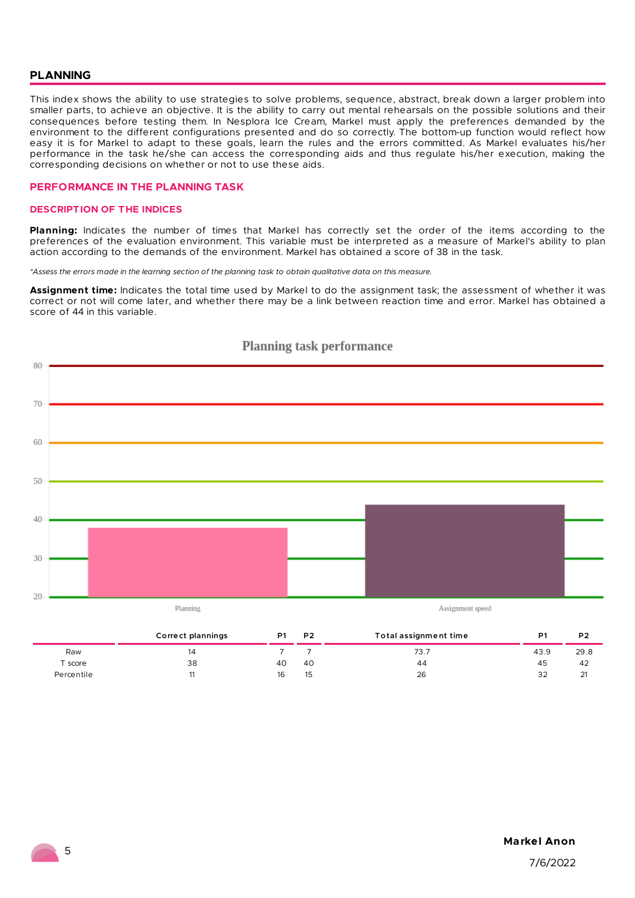## PLANNING

This index shows the ability to use strategies to solve problems, sequence, abstract, break down a larger problem into smaller parts, to achieve an objective. It is the ability to carry out mental rehearsals on the possible solutions and their consequences before testing them. In Nesplora Ice Cream, Markel must apply the preferences demanded by the environment to the different configurations presented and do so correctly. The bottom-up function would reflect how easy it is for Markel to adapt to these goals, learn the rules and the errors committed. As Markel evaluates his/her performance in the task he/she can access the corresponding aids and thus regulate his/her execution, making the corresponding decisions on whether or not to use these aids.

### PERFORMANCE IN THE PLANNING TASK

### DESCRIPTION OF THE INDICES

**Planning:** Indicates the number of times that Markel has correctly set the order of the items according to the preferences of the evaluation environment. This variable must be interpreted as a measure of Markel's ability to plan action according to the demands of the environment. Markel has obtained a score of 38 in the task.

*\*Assess the errors made in the learning section of the planning task to obtain qualitative data on this measure.*

**Assignment time:** Indicates the total time used by Markel to do the assignment task; the assessment of whether it was correct or not will come later, and whether there may be a link between reaction time and error. Markel has obtained a score of 44 in this variable.

Planning task performance

80
70
60
50
40
30
20

Planning
Assignment speed

| | Correct plannings | P1 | P2 | Total assignment time | P1 | P2 |
|---|---|---|---|---|---|---|
| Raw | 14 | 7 | 7 | 73.7 | 43.9 | 29.8 |
| T score | 38 | 40 | 40 | 44 | 45 | 42 |
| Percentile | 11 | 16 | 15 | 26 | 32 | 21 |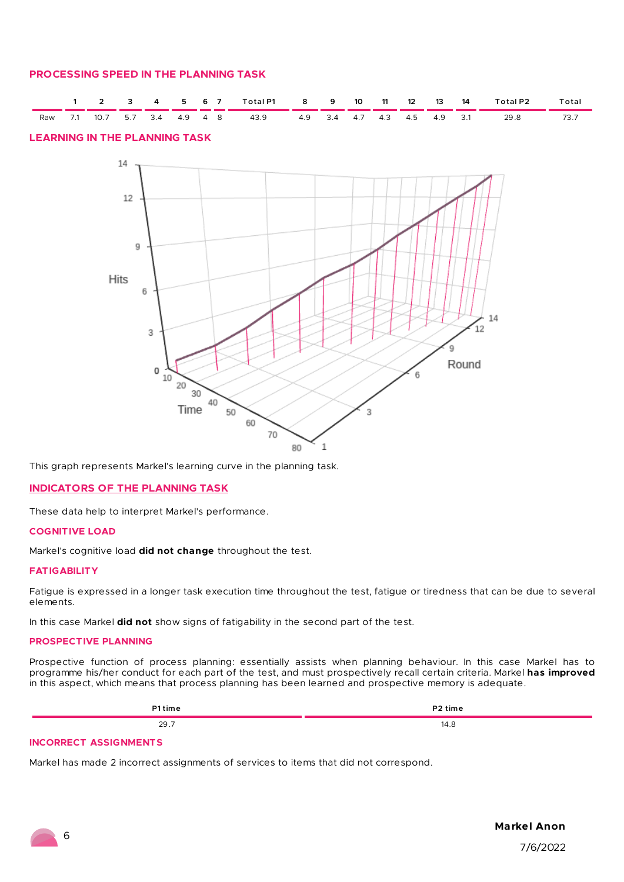## PROCESSING SPEED IN THE PLANNING TASK

| | 1 | 2 | 3 | 4 | 5 | 6 | 7 | Total P1 | 8 | 9 | 10 | 11 | 12 | 13 | 14 | Total P2 | Total |
|---|---|---|---|---|---|---|---|---|---|---|---|---|---|---|---|---|---|
| Raw | 7.1 | 10.7 | 5.7 | 3.4 | 4.9 | 4 | 8 | 43.9 | 4.9 | 3.4 | 4.7 | 4.3 | 4.5 | 4.9 | 3.1 | 29.8 | 73.7 |

## LEARNING IN THE PLANNING TASK

Hits
14
12
9
6
3
0

Time
10
20
30
40
50
60
70
80

Round
1
3
6
9
12
14

This graph represents Markel's learning curve in the planning task.

## INDICATORS OF THE PLANNING TASK

These data help to interpret Markel's performance.

### COGNITIVE LOAD

Markel's cognitive load **did not change** throughout the test.

### FATIGABILITY

Fatigue is expressed in a longer task execution time throughout the test, fatigue or tiredness that can be due to several elements.

In this case Markel **did not** show signs of fatigability in the second part of the test.

### PROSPECTIVE PLANNING

Prospective function of process planning: essentially assists when planning behaviour. In this case Markel has to programme his/her conduct for each part of the test, and must prospectively recall certain criteria. Markel **has improved** in this aspect, which means that process planning has been learned and prospective memory is adequate.

| P1 time | P2 time |
|---|---|
| 29.7 | 14.8 |

### INCORRECT ASSIGNMENTS

Markel has made 2 incorrect assignments of services to items that did not correspond.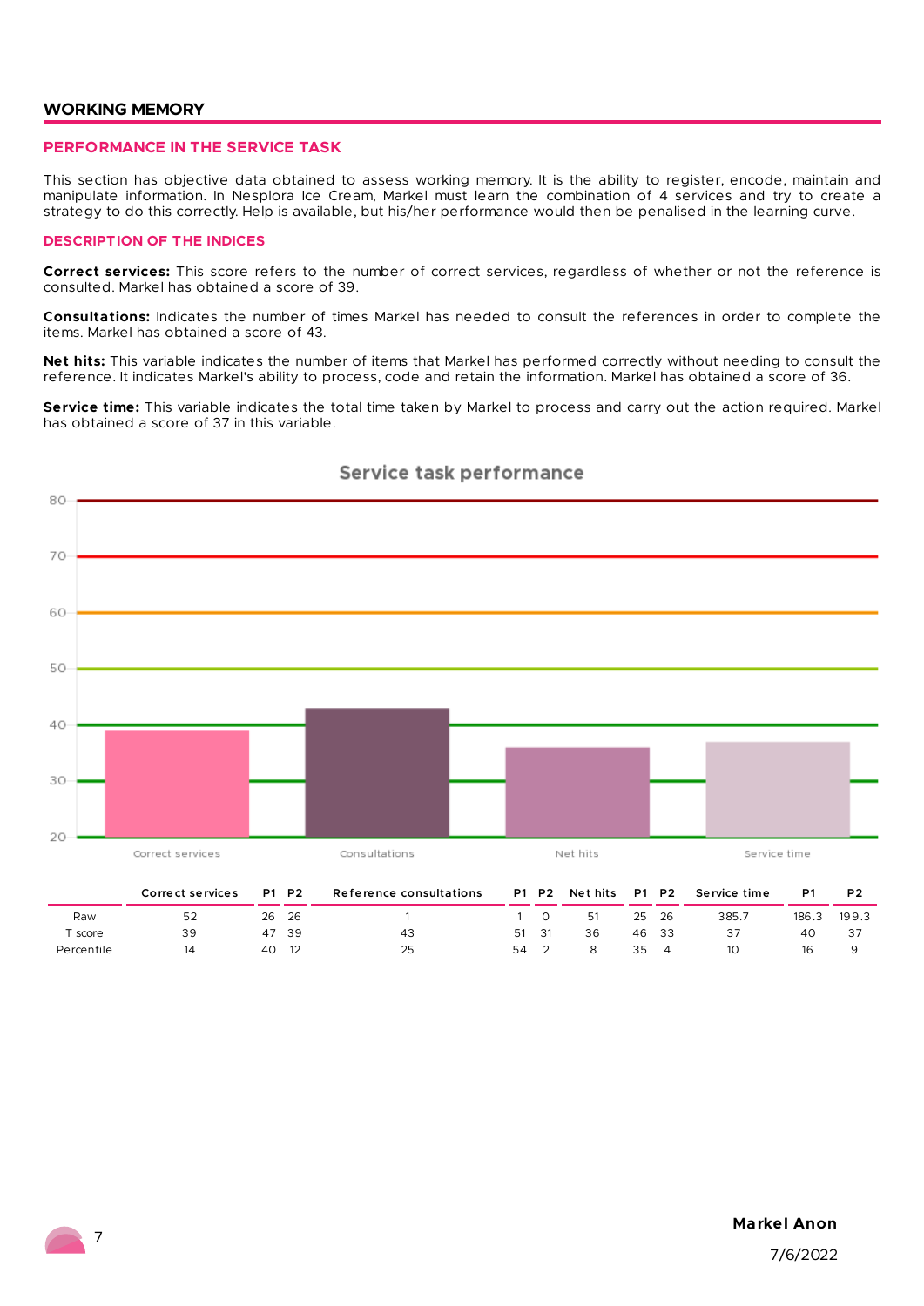## WORKING MEMORY

### PERFORMANCE IN THE SERVICE TASK

This section has objective data obtained to assess working memory. It is the ability to register, encode, maintain and manipulate information. In Nesplora Ice Cream, Markel must learn the combination of 4 services and try to create a strategy to do this correctly. Help is available, but his/her performance would then be penalised in the learning curve.

### DESCRIPTION OF THE INDICES

**Correct services:** This score refers to the number of correct services, regardless of whether or not the reference is consulted. Markel has obtained a score of 39.

**Consultations:** Indicates the number of times Markel has needed to consult the references in order to complete the items. Markel has obtained a score of 43.

**Net hits:** This variable indicates the number of items that Markel has performed correctly without needing to consult the reference. It indicates Markel's ability to process, code and retain the information. Markel has obtained a score of 36.

**Service time:** This variable indicates the total time taken by Markel to process and carry out the action required. Markel has obtained a score of 37 in this variable.

Service task performance

80
70
60
50
40
30
20

Correct services
Consultations
Net hits
Service time

| | Correct services | P1 | P2 | Reference consultations | P1 | P2 | Net hits | P1 | P2 | Service time | P1 | P2 |
|---|---|---|---|---|---|---|---|---|---|---|---|---|
| Raw | 52 | 26 | 26 | 1 | 1 | 0 | 51 | 25 | 26 | 385.7 | 186.3 | 199.3 |
| T score | 39 | 47 | 39 | 43 | 51 | 31 | 36 | 46 | 33 | 37 | 40 | 37 |
| Percentile | 14 | 40 | 12 | 25 | 54 | 2 | 8 | 35 | 4 | 10 | 16 | 9 |

**Markel Anon**

7/6/2022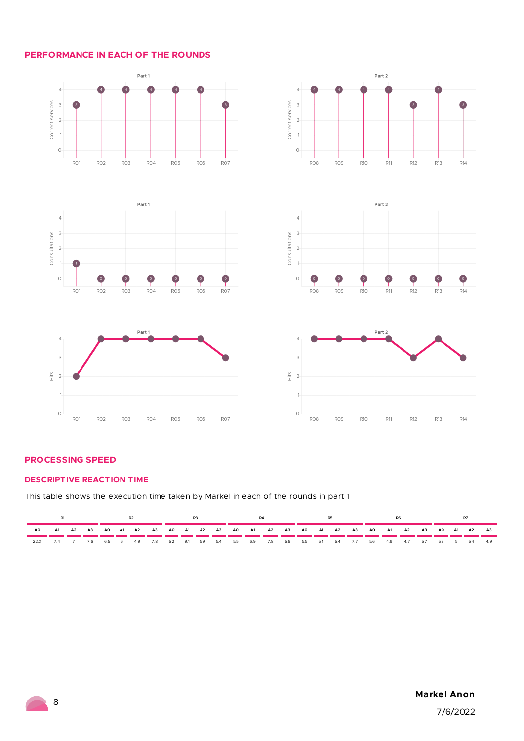## PERFORMANCE IN EACH OF THE ROUNDS

Part 1

Correct services

4
3
2
1
0

3 4 4 4 4 4 3

R01 R02 R03 R04 R05 R06 R07

Part 2

Correct services

4
3
2
1
0

4 4 4 4 3 4 3

R08 R09 R10 R11 R12 R13 R14

Part 1

Consultations

4
3
2
1
0

1 0 0 0 0 0 0

R01 R02 R03 R04 R05 R06 R07

Part 2

Consultations

4
3
2
1
0

0 0 0 0 0 0 0

R08 R09 R10 R11 R12 R13 R14

Part 1

Hits

4
3
2
1
0

R01 R02 R03 R04 R05 R06 R07

Part 2

Hits

4
3
2
1
0

R08 R09 R10 R11 R12 R13 R14

## PROCESSING SPEED

### DESCRIPTIVE REACTION TIME

This table shows the execution time taken by Markel in each of the rounds in part 1

| R1 | | | | R2 | | | | R3 | | | | R4 | | | | R5 | | | | R6 | | | | R7 | | | |
|---|---|---|---|---|---|---|---|---|---|---|---|---|---|---|---|---|---|---|---|---|---|---|---|---|---|---|---|
| A0 | A1 | A2 | A3 | A0 | A1 | A2 | A3 | A0 | A1 | A2 | A3 | A0 | A1 | A2 | A3 | A0 | A1 | A2 | A3 | A0 | A1 | A2 | A3 | A0 | A1 | A2 | A3 |
| 22.3 | 7.4 | 7 | 7.6 | 6.5 | 6 | 4.9 | 7.8 | 5.2 | 9.1 | 5.9 | 5.4 | 5.5 | 6.9 | 7.8 | 5.6 | 5.5 | 5.4 | 5.4 | 7.7 | 5.6 | 4.9 | 4.7 | 5.7 | 5.3 | 5 | 5.4 | 4.9 |

Markel Anon

7/6/2022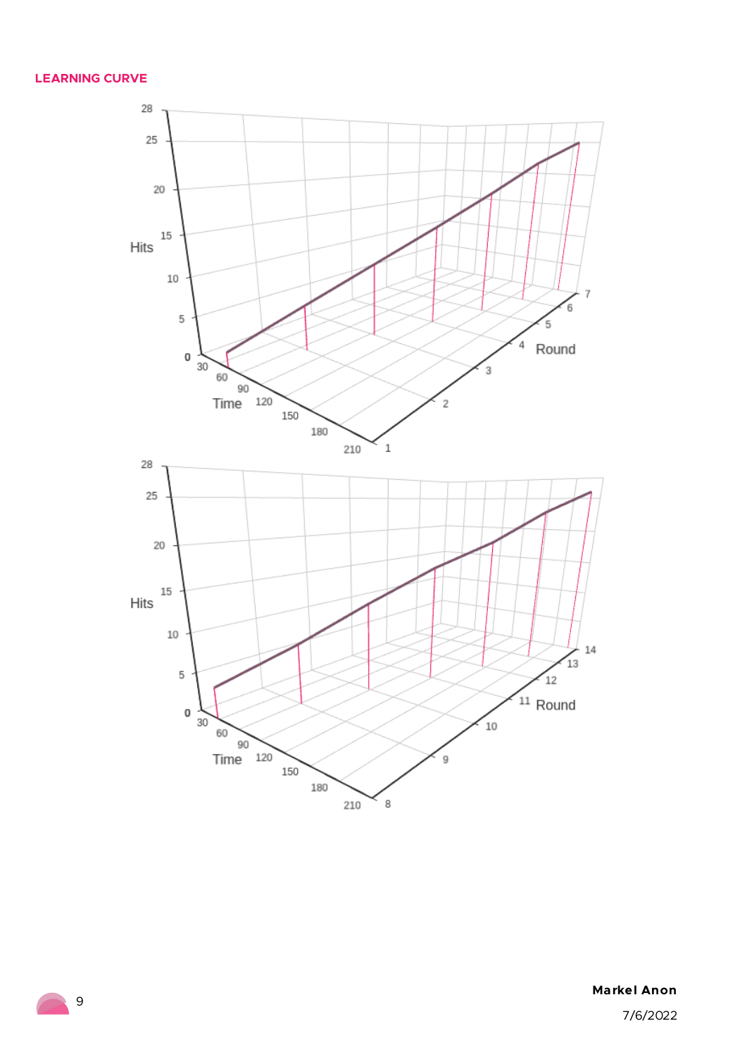## LEARNING CURVE

28
25
20
15
Hits
10
5
0
30
60
90
Time
120
150
180
210
1
2
3
4
Round
5
6
7

28
25
20
15
Hits
10
5
0
30
60
90
Time
120
150
180
210
8
9
10
11
Round
12
13
14

**Markel Anon**

7/6/2022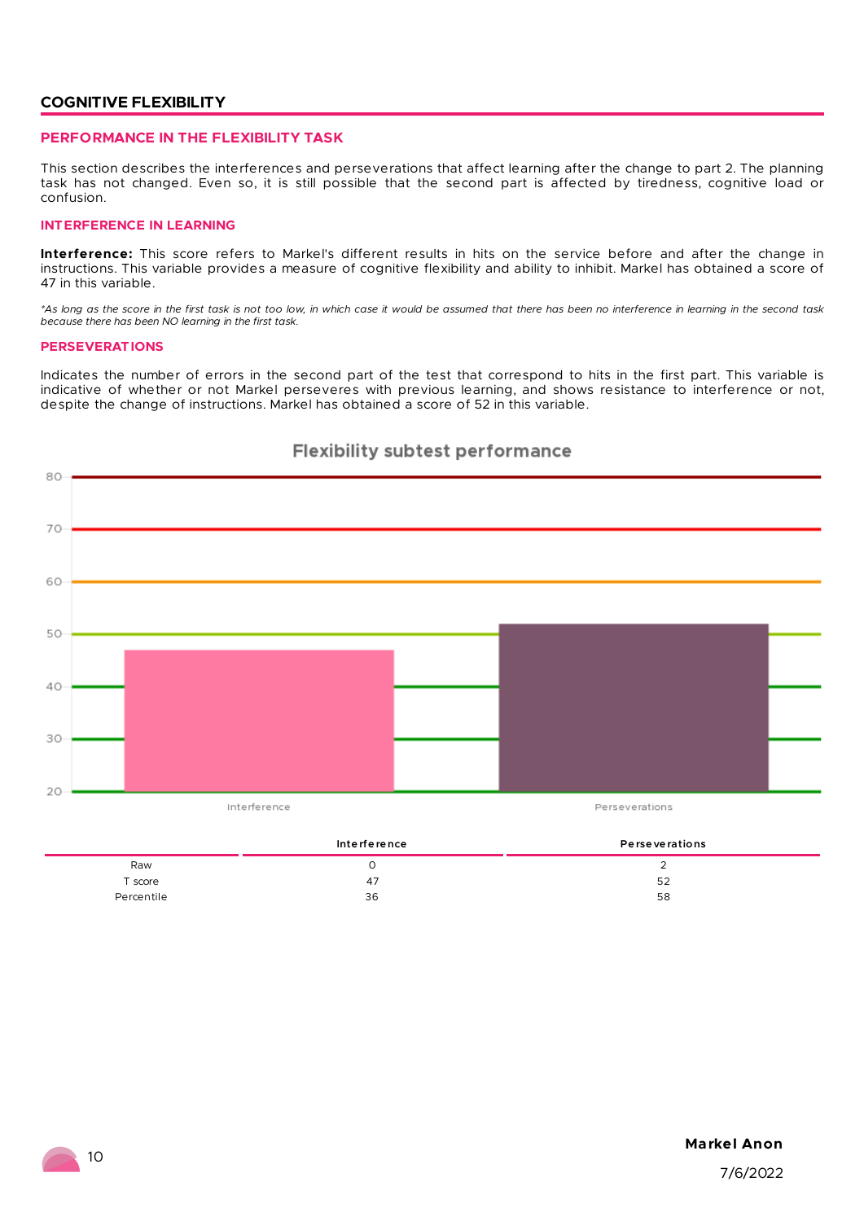## COGNITIVE FLEXIBILITY

### PERFORMANCE IN THE FLEXIBILITY TASK

This section describes the interferences and perseverations that affect learning after the change to part 2. The planning task has not changed. Even so, it is still possible that the second part is affected by tiredness, cognitive load or confusion.

### INTERFERENCE IN LEARNING

**Interference:** This score refers to Markel's different results in hits on the service before and after the change in instructions. This variable provides a measure of cognitive flexibility and ability to inhibit. Markel has obtained a score of 47 in this variable.

*\*As long as the score in the first task is not too low, in which case it would be assumed that there has been no interference in learning in the second task because there has been NO learning in the first task.*

### PERSEVERATIONS

Indicates the number of errors in the second part of the test that correspond to hits in the first part. This variable is indicative of whether or not Markel perseveres with previous learning, and shows resistance to interference or not, despite the change of instructions. Markel has obtained a score of 52 in this variable.

Flexibility subtest performance

80
70
60
50
40
30
20

Interference
Perseverations

| | Interference | Perseverations |
|---|---|---|
| Raw | 0 | 2 |
| T score | 47 | 52 |
| Percentile | 36 | 58 |

**Markel Anon**
7/6/2022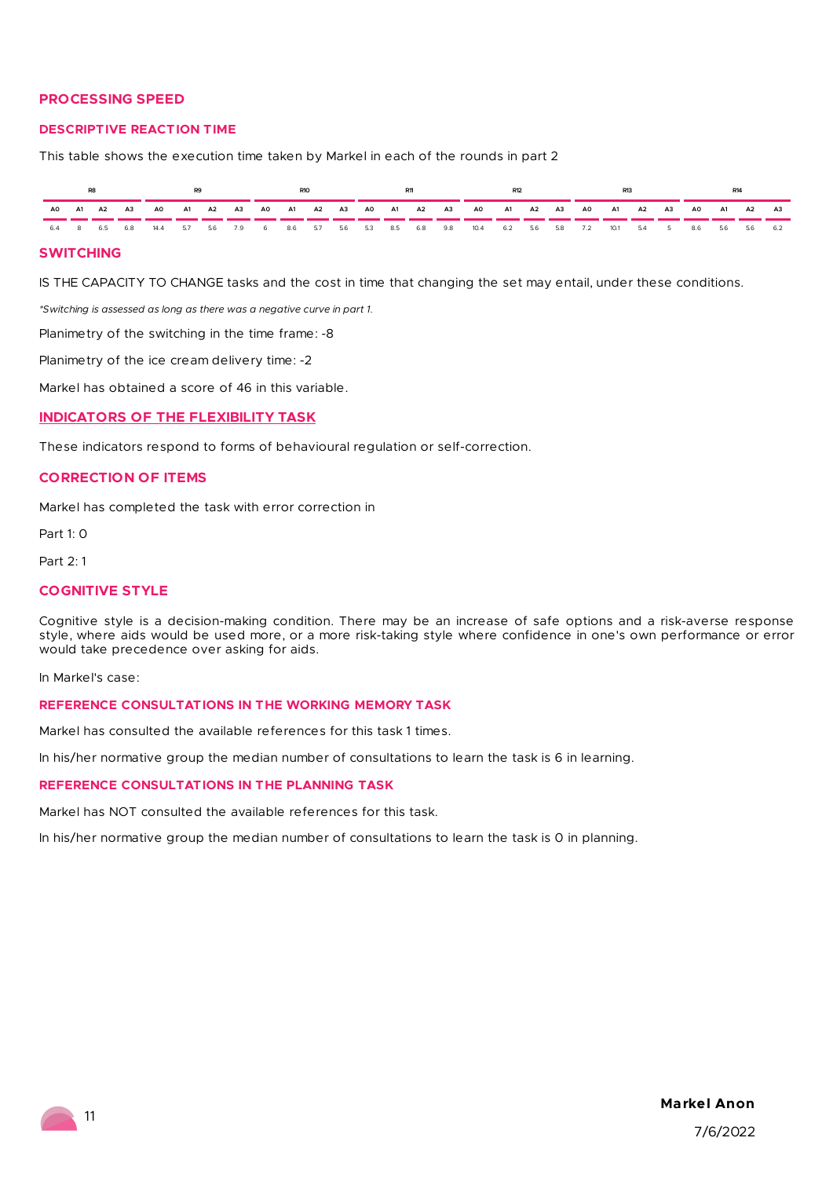## PROCESSING SPEED

### DESCRIPTIVE REACTION TIME

This table shows the execution time taken by Markel in each of the rounds in part 2

| R8 | | | | R9 | | | | R10 | | | | R11 | | | | R12 | | | | R13 | | | | R14 | | | |
|---|---|---|---|---|---|---|---|---|---|---|---|---|---|---|---|---|---|---|---|---|---|---|---|---|---|---|---|
| A0 | A1 | A2 | A3 | A0 | A1 | A2 | A3 | A0 | A1 | A2 | A3 | A0 | A1 | A2 | A3 | A0 | A1 | A2 | A3 | A0 | A1 | A2 | A3 | A0 | A1 | A2 | A3 |
| 6.4 | 8 | 6.5 | 6.8 | 14.4 | 5.7 | 5.6 | 7.9 | 6 | 8.6 | 5.7 | 5.6 | 5.3 | 8.5 | 6.8 | 9.8 | 10.4 | 6.2 | 5.6 | 5.8 | 7.2 | 10.1 | 5.4 | 5 | 8.6 | 5.6 | 5.6 | 6.2 |

## SWITCHING

IS THE CAPACITY TO CHANGE tasks and the cost in time that changing the set may entail, under these conditions.

*Switching is assessed as long as there was a negative curve in part 1.*

Planimetry of the switching in the time frame: -8

Planimetry of the ice cream delivery time: -2

Markel has obtained a score of 46 in this variable.

## INDICATORS OF THE FLEXIBILITY TASK

These indicators respond to forms of behavioural regulation or self-correction.

### CORRECTION OF ITEMS

Markel has completed the task with error correction in

Part 1: 0

Part 2: 1

## COGNITIVE STYLE

Cognitive style is a decision-making condition. There may be an increase of safe options and a risk-averse response style, where aids would be used more, or a more risk-taking style where confidence in one's own performance or error would take precedence over asking for aids.

In Markel's case:

### REFERENCE CONSULTATIONS IN THE WORKING MEMORY TASK

Markel has consulted the available references for this task 1 times.

In his/her normative group the median number of consultations to learn the task is 6 in learning.

### REFERENCE CONSULTATIONS IN THE PLANNING TASK

Markel has NOT consulted the available references for this task.

In his/her normative group the median number of consultations to learn the task is 0 in planning.